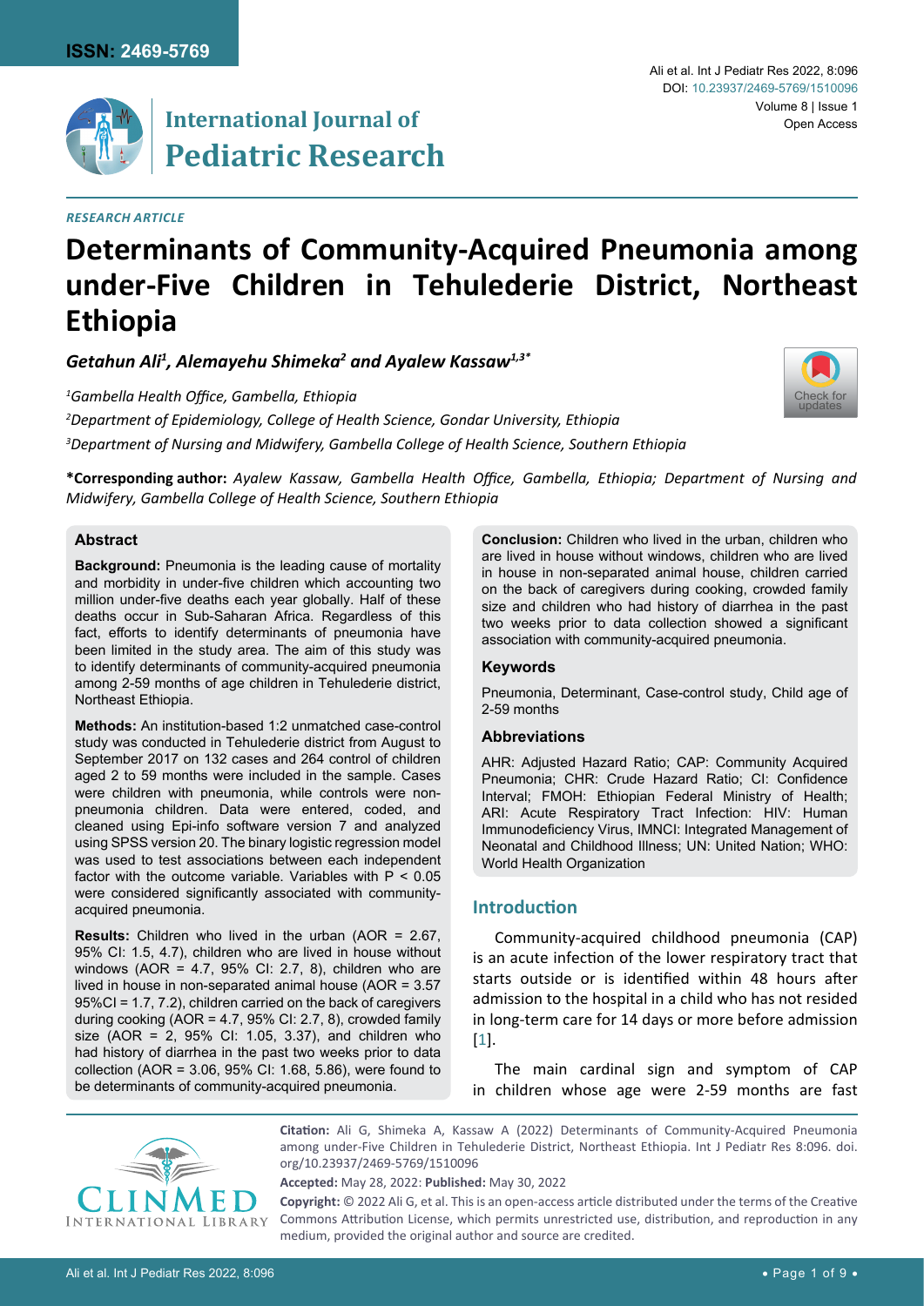ISSN: 2469-5769

# International Journal of Pediatric Research

*RESEARCH ARTICLE*

# Determinants of Community-Acquired Pneumonia among under-Five Children in Tehulederie District, Northeast Ethiopia

***Getahun Ali[1], Alemayehu Shimeka[2] and Ayalew Kassaw[1,3]\****

*[1]Gambella Health Office, Gambella, Ethiopia*

*[2]Department of Epidemiology, College of Health Science, Gondar University, Ethiopia*

*[3]Department of Nursing and Midwifery, Gambella College of Health Science, Southern Ethiopia*

**\*Corresponding author:** *Ayalew Kassaw, Gambella Health Office, Gambella, Ethiopia; Department of Nursing and Midwifery, Gambella College of Health Science, Southern Ethiopia*

## Abstract

**Background:** Pneumonia is the leading cause of mortality and morbidity in under-five children which accounting two million under-five deaths each year globally. Half of these deaths occur in Sub-Saharan Africa. Regardless of this fact, efforts to identify determinants of pneumonia have been limited in the study area. The aim of this study was to identify determinants of community-acquired pneumonia among 2-59 months of age children in Tehulederie district, Northeast Ethiopia.

**Methods:** An institution-based 1:2 unmatched case-control study was conducted in Tehulederie district from August to September 2017 on 132 cases and 264 control of children aged 2 to 59 months were included in the sample. Cases were children with pneumonia, while controls were non-pneumonia children. Data were entered, coded, and cleaned using Epi-info software version 7 and analyzed using SPSS version 20. The binary logistic regression model was used to test associations between each independent factor with the outcome variable. Variables with $P < 0.05$ were considered significantly associated with community-acquired pneumonia.

**Results:** Children who lived in the urban (AOR = 2.67, 95% CI: 1.5, 4.7), children who are lived in house without windows (AOR = 4.7, 95% CI: 2.7, 8), children who are lived in house in non-separated animal house (AOR = 3.57 95%CI = 1.7, 7.2), children carried on the back of caregivers during cooking (AOR = 4.7, 95% CI: 2.7, 8), crowded family size (AOR = 2, 95% CI: 1.05, 3.37), and children who had history of diarrhea in the past two weeks prior to data collection (AOR = 3.06, 95% CI: 1.68, 5.86), were found to be determinants of community-acquired pneumonia.

**Conclusion:** Children who lived in the urban, children who are lived in house without windows, children who are lived in house in non-separated animal house, children carried on the back of caregivers during cooking, crowded family size and children who had history of diarrhea in the past two weeks prior to data collection showed a significant association with community-acquired pneumonia.

### Keywords

Pneumonia, Determinant, Case-control study, Child age of 2-59 months

### Abbreviations

AHR: Adjusted Hazard Ratio; CAP: Community Acquired Pneumonia; CHR: Crude Hazard Ratio; CI: Confidence Interval; FMOH: Ethiopian Federal Ministry of Health; ARI: Acute Respiratory Tract Infection: HIV: Human Immunodeficiency Virus, IMNCI: Integrated Management of Neonatal and Childhood Illness; UN: United Nation; WHO: World Health Organization

## Introduction

Community-acquired childhood pneumonia (CAP) is an acute infection of the lower respiratory tract that starts outside or is identified within 48 hours after admission to the hospital in a child who has not resided in long-term care for 14 days or more before admission [1].

The main cardinal sign and symptom of CAP in children whose age were 2-59 months are fast

**Citation:** Ali G, Shimeka A, Kassaw A (2022) Determinants of Community-Acquired Pneumonia among under-Five Children in Tehulederie District, Northeast Ethiopia. Int J Pediatr Res 8:096. doi.org/10.23937/2469-5769/1510096

**Accepted:** May 28, 2022: **Published:** May 30, 2022

**Copyright:** © 2022 Ali G, et al. This is an open-access article distributed under the terms of the Creative Commons Attribution License, which permits unrestricted use, distribution, and reproduction in any medium, provided the original author and source are credited.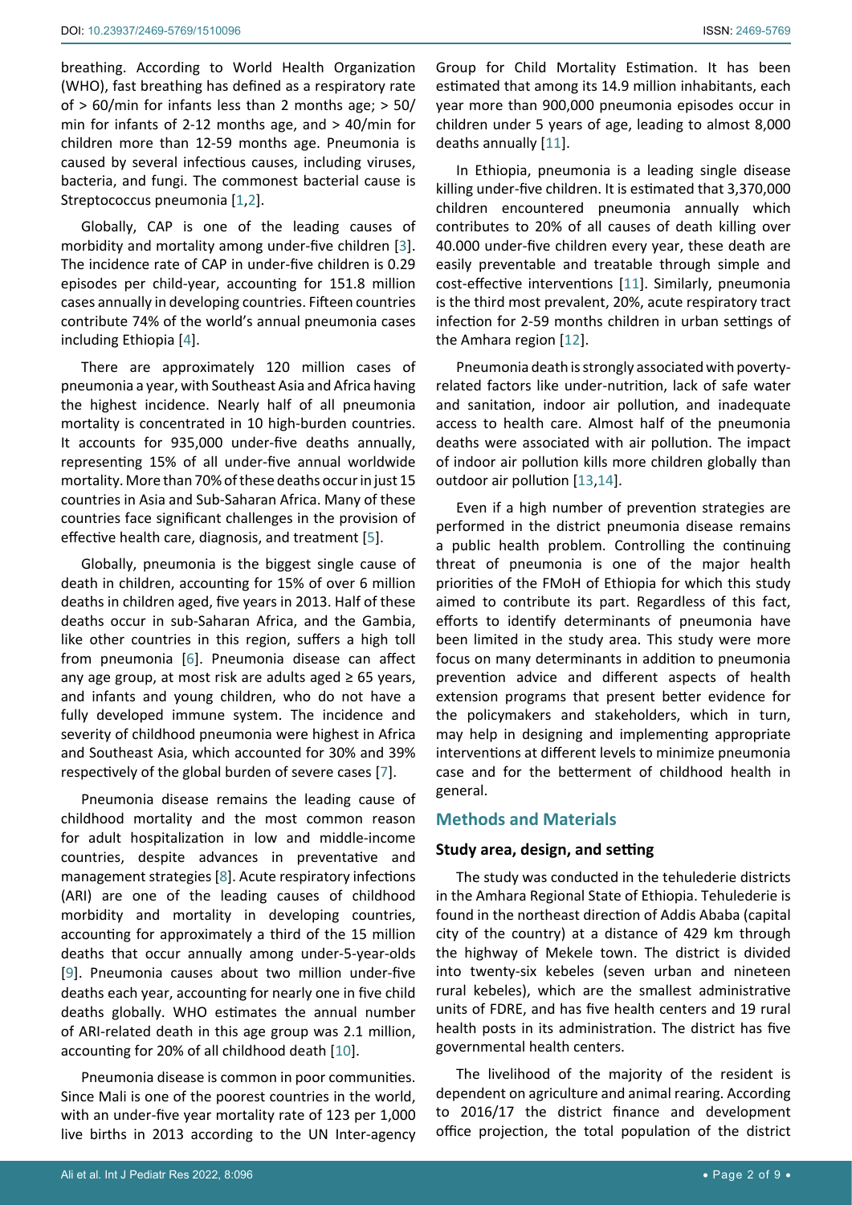breathing. According to World Health Organization (WHO), fast breathing has defined as a respiratory rate of > 60/min for infants less than 2 months age; > 50/min for infants of 2-12 months age, and > 40/min for children more than 12-59 months age. Pneumonia is caused by several infectious causes, including viruses, bacteria, and fungi. The commonest bacterial cause is Streptococcus pneumonia [1,2].

Globally, CAP is one of the leading causes of morbidity and mortality among under-five children [3]. The incidence rate of CAP in under-five children is 0.29 episodes per child-year, accounting for 151.8 million cases annually in developing countries. Fifteen countries contribute 74% of the world's annual pneumonia cases including Ethiopia [4].

There are approximately 120 million cases of pneumonia a year, with Southeast Asia and Africa having the highest incidence. Nearly half of all pneumonia mortality is concentrated in 10 high-burden countries. It accounts for 935,000 under-five deaths annually, representing 15% of all under-five annual worldwide mortality. More than 70% of these deaths occur in just 15 countries in Asia and Sub-Saharan Africa. Many of these countries face significant challenges in the provision of effective health care, diagnosis, and treatment [5].

Globally, pneumonia is the biggest single cause of death in children, accounting for 15% of over 6 million deaths in children aged, five years in 2013. Half of these deaths occur in sub-Saharan Africa, and the Gambia, like other countries in this region, suffers a high toll from pneumonia [6]. Pneumonia disease can affect any age group, at most risk are adults aged ≥ 65 years, and infants and young children, who do not have a fully developed immune system. The incidence and severity of childhood pneumonia were highest in Africa and Southeast Asia, which accounted for 30% and 39% respectively of the global burden of severe cases [7].

Pneumonia disease remains the leading cause of childhood mortality and the most common reason for adult hospitalization in low and middle-income countries, despite advances in preventative and management strategies [8]. Acute respiratory infections (ARI) are one of the leading causes of childhood morbidity and mortality in developing countries, accounting for approximately a third of the 15 million deaths that occur annually among under-5-year-olds [9]. Pneumonia causes about two million under-five deaths each year, accounting for nearly one in five child deaths globally. WHO estimates the annual number of ARI-related death in this age group was 2.1 million, accounting for 20% of all childhood death [10].

Pneumonia disease is common in poor communities. Since Mali is one of the poorest countries in the world, with an under-five year mortality rate of 123 per 1,000 live births in 2013 according to the UN Inter-agency Group for Child Mortality Estimation. It has been estimated that among its 14.9 million inhabitants, each year more than 900,000 pneumonia episodes occur in children under 5 years of age, leading to almost 8,000 deaths annually [11].

In Ethiopia, pneumonia is a leading single disease killing under-five children. It is estimated that 3,370,000 children encountered pneumonia annually which contributes to 20% of all causes of death killing over 40.000 under-five children every year, these death are easily preventable and treatable through simple and cost-effective interventions [11]. Similarly, pneumonia is the third most prevalent, 20%, acute respiratory tract infection for 2-59 months children in urban settings of the Amhara region [12].

Pneumonia death is strongly associated with poverty-related factors like under-nutrition, lack of safe water and sanitation, indoor air pollution, and inadequate access to health care. Almost half of the pneumonia deaths were associated with air pollution. The impact of indoor air pollution kills more children globally than outdoor air pollution [13,14].

Even if a high number of prevention strategies are performed in the district pneumonia disease remains a public health problem. Controlling the continuing threat of pneumonia is one of the major health priorities of the FMoH of Ethiopia for which this study aimed to contribute its part. Regardless of this fact, efforts to identify determinants of pneumonia have been limited in the study area. This study were more focus on many determinants in addition to pneumonia prevention advice and different aspects of health extension programs that present better evidence for the policymakers and stakeholders, which in turn, may help in designing and implementing appropriate interventions at different levels to minimize pneumonia case and for the betterment of childhood health in general.

## Methods and Materials

### Study area, design, and setting

The study was conducted in the tehulederie districts in the Amhara Regional State of Ethiopia. Tehulederie is found in the northeast direction of Addis Ababa (capital city of the country) at a distance of 429 km through the highway of Mekele town. The district is divided into twenty-six kebeles (seven urban and nineteen rural kebeles), which are the smallest administrative units of FDRE, and has five health centers and 19 rural health posts in its administration. The district has five governmental health centers.

The livelihood of the majority of the resident is dependent on agriculture and animal rearing. According to 2016/17 the district finance and development office projection, the total population of the district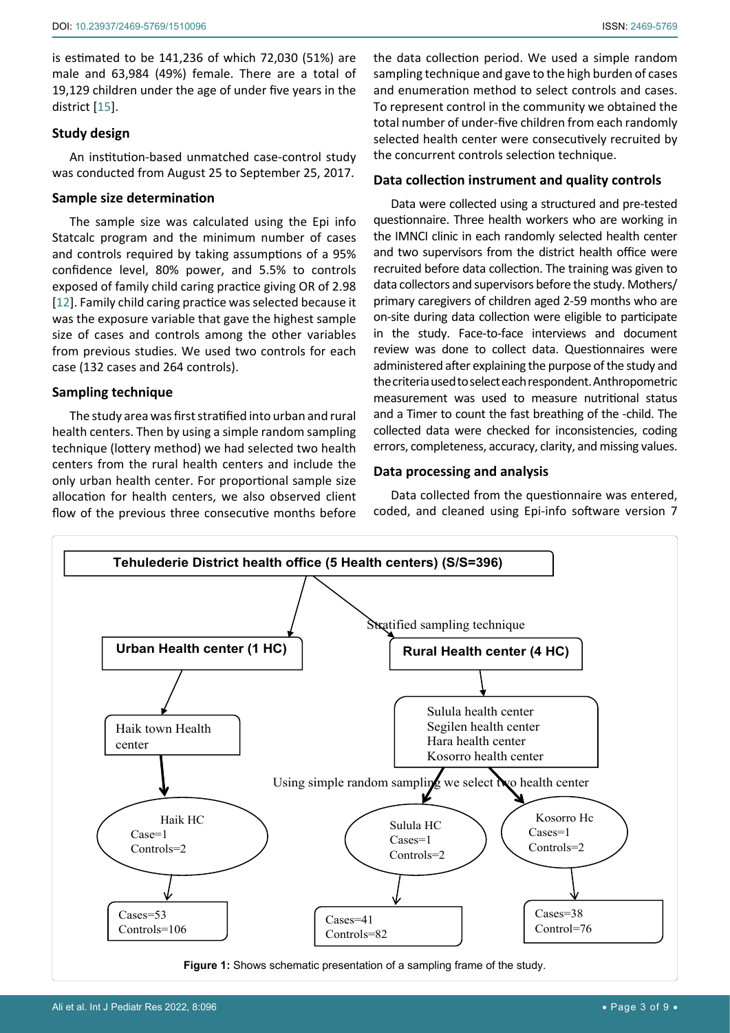is estimated to be 141,236 of which 72,030 (51%) are male and 63,984 (49%) female. There are a total of 19,129 children under the age of under five years in the district [15].

## Study design

An institution-based unmatched case-control study was conducted from August 25 to September 25, 2017.

## Sample size determination

The sample size was calculated using the Epi info Statcalc program and the minimum number of cases and controls required by taking assumptions of a 95% confidence level, 80% power, and 5.5% to controls exposed of family child caring practice giving OR of 2.98 [12]. Family child caring practice was selected because it was the exposure variable that gave the highest sample size of cases and controls among the other variables from previous studies. We used two controls for each case (132 cases and 264 controls).

## Sampling technique

The study area was first stratified into urban and rural health centers. Then by using a simple random sampling technique (lottery method) we had selected two health centers from the rural health centers and include the only urban health center. For proportional sample size allocation for health centers, we also observed client flow of the previous three consecutive months before the data collection period. We used a simple random sampling technique and gave to the high burden of cases and enumeration method to select controls and cases. To represent control in the community we obtained the total number of under-five children from each randomly selected health center were consecutively recruited by the concurrent controls selection technique.

## Data collection instrument and quality controls

Data were collected using a structured and pre-tested questionnaire. Three health workers who are working in the IMNCI clinic in each randomly selected health center and two supervisors from the district health office were recruited before data collection. The training was given to data collectors and supervisors before the study. Mothers/primary caregivers of children aged 2-59 months who are on-site during data collection were eligible to participate in the study. Face-to-face interviews and document review was done to collect data. Questionnaires were administered after explaining the purpose of the study and the criteria used to select each respondent. Anthropometric measurement was used to measure nutritional status and a Timer to count the fast breathing of the -child. The collected data were checked for inconsistencies, coding errors, completeness, accuracy, clarity, and missing values.

## Data processing and analysis

Data collected from the questionnaire was entered, coded, and cleaned using Epi-info software version 7

Tehulederie District health office (5 Health centers) (S/S=396)

Stratified sampling technique

- Urban Health center (1 HC) → Haik town Health center → Haik HC (Case=1, Controls=2) → Cases=53, Controls=106
- Rural Health center (4 HC) → Sulula health center, Segilen health center, Hara health center, Kosorro health center
  - Using simple random sampling we select two health center
  - Sulula HC (Cases=1, Controls=2) → Cases=41, Controls=82
  - Kosorro Hc (Cases=1, Controls=2) → Cases=38, Control=76

**Figure 1:** Shows schematic presentation of a sampling frame of the study.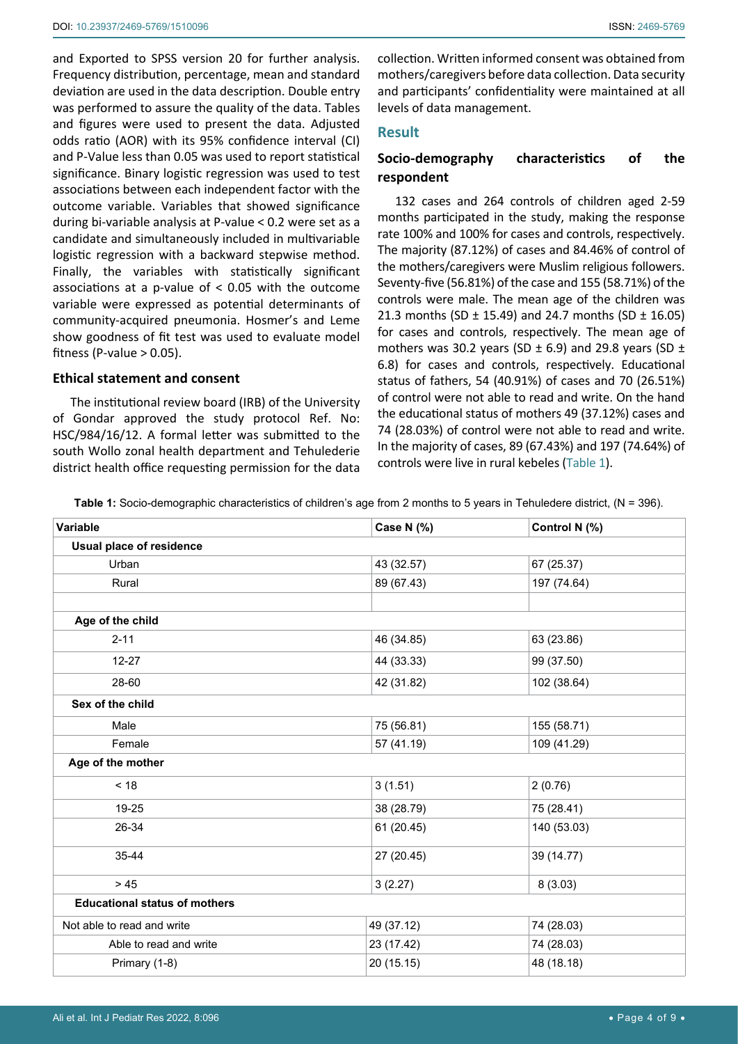and Exported to SPSS version 20 for further analysis. Frequency distribution, percentage, mean and standard deviation are used in the data description. Double entry was performed to assure the quality of the data. Tables and figures were used to present the data. Adjusted odds ratio (AOR) with its 95% confidence interval (CI) and P-Value less than 0.05 was used to report statistical significance. Binary logistic regression was used to test associations between each independent factor with the outcome variable. Variables that showed significance during bi-variable analysis at P-value < 0.2 were set as a candidate and simultaneously included in multivariable logistic regression with a backward stepwise method. Finally, the variables with statistically significant associations at a p-value of < 0.05 with the outcome variable were expressed as potential determinants of community-acquired pneumonia. Hosmer's and Leme show goodness of fit test was used to evaluate model fitness (P-value > 0.05).

### Ethical statement and consent

The institutional review board (IRB) of the University of Gondar approved the study protocol Ref. No: HSC/984/16/12. A formal letter was submitted to the south Wollo zonal health department and Tehulederie district health office requesting permission for the data collection. Written informed consent was obtained from mothers/caregivers before data collection. Data security and participants' confidentiality were maintained at all levels of data management.

## Result

### Socio-demography characteristics of the respondent

132 cases and 264 controls of children aged 2-59 months participated in the study, making the response rate 100% and 100% for cases and controls, respectively. The majority (87.12%) of cases and 84.46% of control of the mothers/caregivers were Muslim religious followers. Seventy-five (56.81%) of the case and 155 (58.71%) of the controls were male. The mean age of the children was 21.3 months (SD ± 15.49) and 24.7 months (SD ± 16.05) for cases and controls, respectively. The mean age of mothers was 30.2 years (SD ± 6.9) and 29.8 years (SD ± 6.8) for cases and controls, respectively. Educational status of fathers, 54 (40.91%) of cases and 70 (26.51%) of control were not able to read and write. On the hand the educational status of mothers 49 (37.12%) cases and 74 (28.03%) of control were not able to read and write. In the majority of cases, 89 (67.43%) and 197 (74.64%) of controls were live in rural kebeles (Table 1).

**Table 1:** Socio-demographic characteristics of children's age from 2 months to 5 years in Tehuledere district, (N = 396).

| Variable | Case N (%) | Control N (%) |
|---|---|---|
| **Usual place of residence** | | |
| Urban | 43 (32.57) | 67 (25.37) |
| Rural | 89 (67.43) | 197 (74.64) |
| | | |
| **Age of the child** | | |
| 2-11 | 46 (34.85) | 63 (23.86) |
| 12-27 | 44 (33.33) | 99 (37.50) |
| 28-60 | 42 (31.82) | 102 (38.64) |
| **Sex of the child** | | |
| Male | 75 (56.81) | 155 (58.71) |
| Female | 57 (41.19) | 109 (41.29) |
| **Age of the mother** | | |
| < 18 | 3 (1.51) | 2 (0.76) |
| 19-25 | 38 (28.79) | 75 (28.41) |
| 26-34 | 61 (20.45) | 140 (53.03) |
| 35-44 | 27 (20.45) | 39 (14.77) |
| > 45 | 3 (2.27) | 8 (3.03) |
| **Educational status of mothers** | | |
| Not able to read and write | 49 (37.12) | 74 (28.03) |
| Able to read and write | 23 (17.42) | 74 (28.03) |
| Primary (1-8) | 20 (15.15) | 48 (18.18) |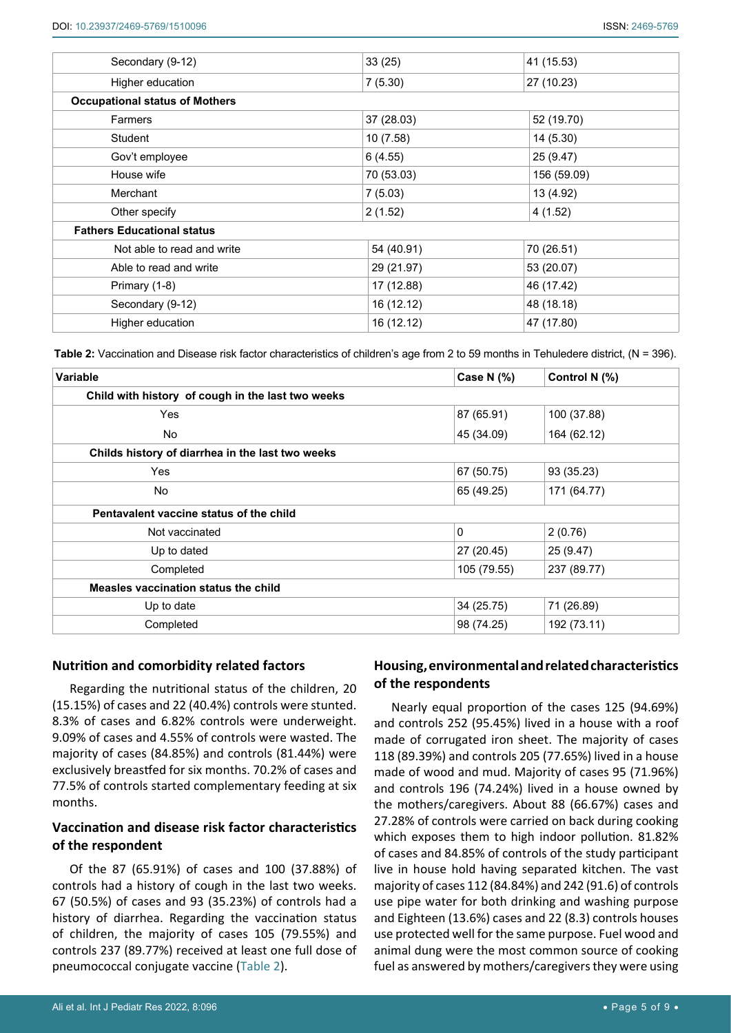| | | |
|---|---|---|
| Secondary (9-12) | 33 (25) | 41 (15.53) |
| Higher education | 7 (5.30) | 27 (10.23) |
| **Occupational status of Mothers** | | |
| Farmers | 37 (28.03) | 52 (19.70) |
| Student | 10 (7.58) | 14 (5.30) |
| Gov't employee | 6 (4.55) | 25 (9.47) |
| House wife | 70 (53.03) | 156 (59.09) |
| Merchant | 7 (5.03) | 13 (4.92) |
| Other specify | 2 (1.52) | 4 (1.52) |
| **Fathers Educational status** | | |
| Not able to read and write | 54 (40.91) | 70 (26.51) |
| Able to read and write | 29 (21.97) | 53 (20.07) |
| Primary (1-8) | 17 (12.88) | 46 (17.42) |
| Secondary (9-12) | 16 (12.12) | 48 (18.18) |
| Higher education | 16 (12.12) | 47 (17.80) |

**Table 2:** Vaccination and Disease risk factor characteristics of children's age from 2 to 59 months in Tehuledere district, (N = 396).

| Variable | Case N (%) | Control N (%) |
|---|---|---|
| **Child with history of cough in the last two weeks** | | |
| Yes | 87 (65.91) | 100 (37.88) |
| No | 45 (34.09) | 164 (62.12) |
| **Childs history of diarrhea in the last two weeks** | | |
| Yes | 67 (50.75) | 93 (35.23) |
| No | 65 (49.25) | 171 (64.77) |
| **Pentavalent vaccine status of the child** | | |
| Not vaccinated | 0 | 2 (0.76) |
| Up to dated | 27 (20.45) | 25 (9.47) |
| Completed | 105 (79.55) | 237 (89.77) |
| **Measles vaccination status the child** | | |
| Up to date | 34 (25.75) | 71 (26.89) |
| Completed | 98 (74.25) | 192 (73.11) |

## Nutrition and comorbidity related factors

Regarding the nutritional status of the children, 20 (15.15%) of cases and 22 (40.4%) controls were stunted. 8.3% of cases and 6.82% controls were underweight. 9.09% of cases and 4.55% of controls were wasted. The majority of cases (84.85%) and controls (81.44%) were exclusively breastfed for six months. 70.2% of cases and 77.5% of controls started complementary feeding at six months.

## Vaccination and disease risk factor characteristics of the respondent

Of the 87 (65.91%) of cases and 100 (37.88%) of controls had a history of cough in the last two weeks. 67 (50.5%) of cases and 93 (35.23%) of controls had a history of diarrhea. Regarding the vaccination status of children, the majority of cases 105 (79.55%) and controls 237 (89.77%) received at least one full dose of pneumococcal conjugate vaccine (Table 2).

## Housing, environmental and related characteristics of the respondents

Nearly equal proportion of the cases 125 (94.69%) and controls 252 (95.45%) lived in a house with a roof made of corrugated iron sheet. The majority of cases 118 (89.39%) and controls 205 (77.65%) lived in a house made of wood and mud. Majority of cases 95 (71.96%) and controls 196 (74.24%) lived in a house owned by the mothers/caregivers. About 88 (66.67%) cases and 27.28% of controls were carried on back during cooking which exposes them to high indoor pollution. 81.82% of cases and 84.85% of controls of the study participant live in house hold having separated kitchen. The vast majority of cases 112 (84.84%) and 242 (91.6) of controls use pipe water for both drinking and washing purpose and Eighteen (13.6%) cases and 22 (8.3) controls houses use protected well for the same purpose. Fuel wood and animal dung were the most common source of cooking fuel as answered by mothers/caregivers they were using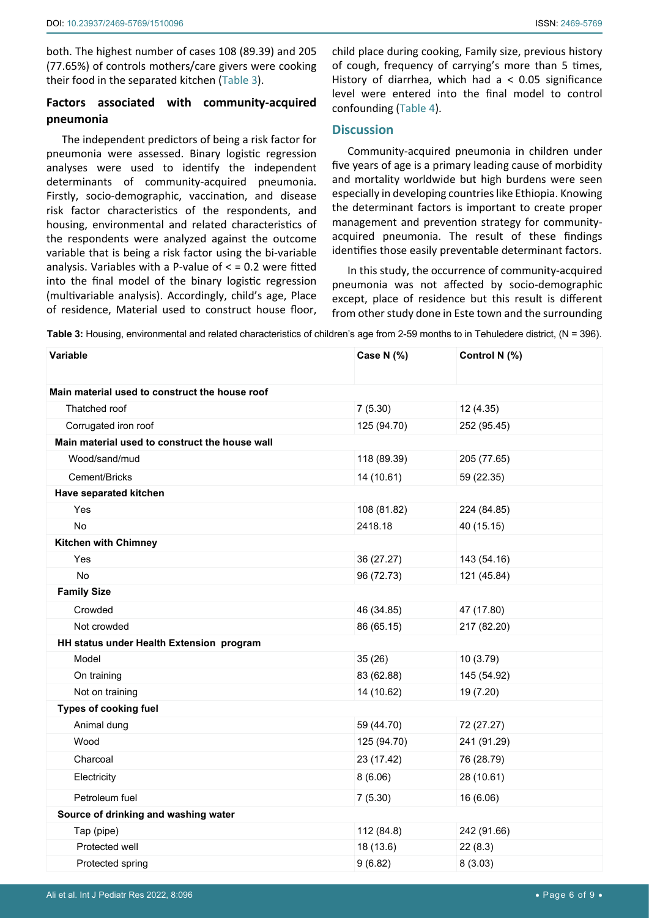both. The highest number of cases 108 (89.39) and 205 (77.65%) of controls mothers/care givers were cooking their food in the separated kitchen (Table 3).

### Factors associated with community-acquired pneumonia

The independent predictors of being a risk factor for pneumonia were assessed. Binary logistic regression analyses were used to identify the independent determinants of community-acquired pneumonia. Firstly, socio-demographic, vaccination, and disease risk factor characteristics of the respondents, and housing, environmental and related characteristics of the respondents were analyzed against the outcome variable that is being a risk factor using the bi-variable analysis. Variables with a P-value of < = 0.2 were fitted into the final model of the binary logistic regression (multivariable analysis). Accordingly, child's age, Place of residence, Material used to construct house floor, child place during cooking, Family size, previous history of cough, frequency of carrying's more than 5 times, History of diarrhea, which had a < 0.05 significance level were entered into the final model to control confounding (Table 4).

## Discussion

Community-acquired pneumonia in children under five years of age is a primary leading cause of morbidity and mortality worldwide but high burdens were seen especially in developing countries like Ethiopia. Knowing the determinant factors is important to create proper management and prevention strategy for community-acquired pneumonia. The result of these findings identifies those easily preventable determinant factors.

In this study, the occurrence of community-acquired pneumonia was not affected by socio-demographic except, place of residence but this result is different from other study done in Este town and the surrounding

**Table 3:** Housing, environmental and related characteristics of children's age from 2-59 months to in Tehuledere district, (N = 396).

| Variable | Case N (%) | Control N (%) |
|---|---|---|
| **Main material used to construct the house roof** | | |
| Thatched roof | 7 (5.30) | 12 (4.35) |
| Corrugated iron roof | 125 (94.70) | 252 (95.45) |
| **Main material used to construct the house wall** | | |
| Wood/sand/mud | 118 (89.39) | 205 (77.65) |
| Cement/Bricks | 14 (10.61) | 59 (22.35) |
| **Have separated kitchen** | | |
| Yes | 108 (81.82) | 224 (84.85) |
| No | 2418.18 | 40 (15.15) |
| **Kitchen with Chimney** | | |
| Yes | 36 (27.27) | 143 (54.16) |
| No | 96 (72.73) | 121 (45.84) |
| **Family Size** | | |
| Crowded | 46 (34.85) | 47 (17.80) |
| Not crowded | 86 (65.15) | 217 (82.20) |
| **HH status under Health Extension program** | | |
| Model | 35 (26) | 10 (3.79) |
| On training | 83 (62.88) | 145 (54.92) |
| Not on training | 14 (10.62) | 19 (7.20) |
| **Types of cooking fuel** | | |
| Animal dung | 59 (44.70) | 72 (27.27) |
| Wood | 125 (94.70) | 241 (91.29) |
| Charcoal | 23 (17.42) | 76 (28.79) |
| Electricity | 8 (6.06) | 28 (10.61) |
| Petroleum fuel | 7 (5.30) | 16 (6.06) |
| **Source of drinking and washing water** | | |
| Tap (pipe) | 112 (84.8) | 242 (91.66) |
| Protected well | 18 (13.6) | 22 (8.3) |
| Protected spring | 9 (6.82) | 8 (3.03) |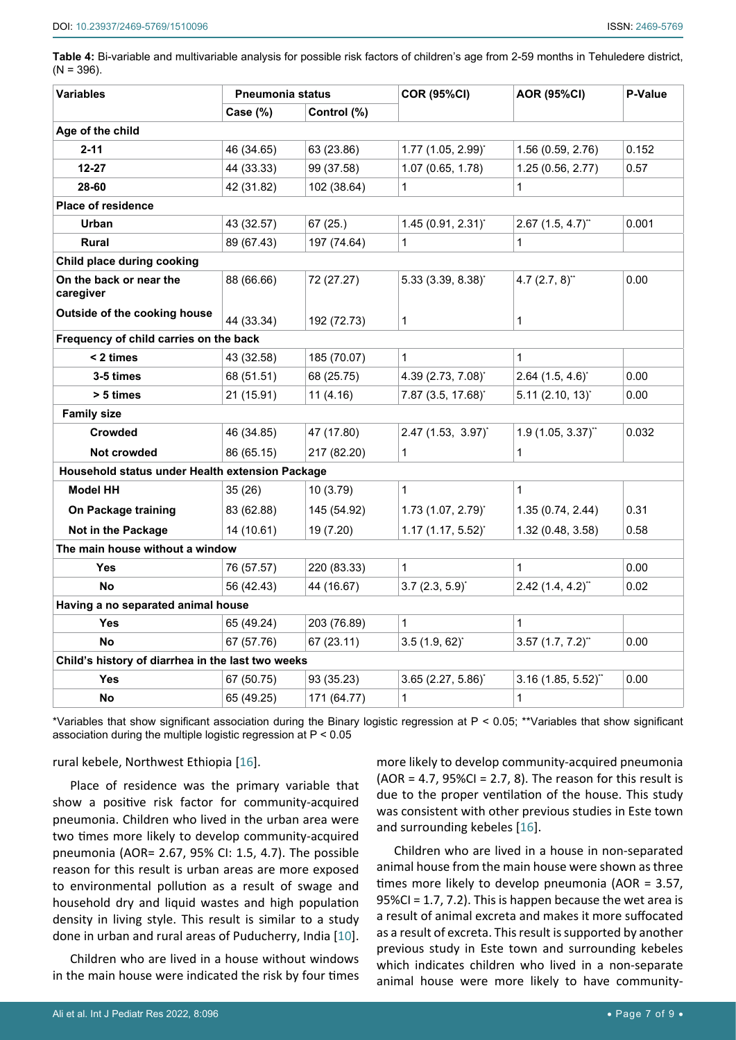**Table 4:** Bi-variable and multivariable analysis for possible risk factors of children's age from 2-59 months in Tehuledere district, (N = 396).

| Variables | Pneumonia status | | COR (95%CI) | AOR (95%CI) | P-Value |
|---|---|---|---|---|---|
| | Case (%) | Control (%) | | | |
| **Age of the child** | | | | | |
| 2-11 | 46 (34.65) | 63 (23.86) | 1.77 (1.05, 2.99)* | 1.56 (0.59, 2.76) | 0.152 |
| 12-27 | 44 (33.33) | 99 (37.58) | 1.07 (0.65, 1.78) | 1.25 (0.56, 2.77) | 0.57 |
| 28-60 | 42 (31.82) | 102 (38.64) | 1 | 1 | |
| **Place of residence** | | | | | |
| Urban | 43 (32.57) | 67 (25.) | 1.45 (0.91, 2.31)* | 2.67 (1.5, 4.7)** | 0.001 |
| Rural | 89 (67.43) | 197 (74.64) | 1 | 1 | |
| **Child place during cooking** | | | | | |
| On the back or near the caregiver | 88 (66.66) | 72 (27.27) | 5.33 (3.39, 8.38)* | 4.7 (2.7, 8)** | 0.00 |
| Outside of the cooking house | 44 (33.34) | 192 (72.73) | 1 | 1 | |
| **Frequency of child carries on the back** | | | | | |
| < 2 times | 43 (32.58) | 185 (70.07) | 1 | 1 | |
| 3-5 times | 68 (51.51) | 68 (25.75) | 4.39 (2.73, 7.08)* | 2.64 (1.5, 4.6)* | 0.00 |
| > 5 times | 21 (15.91) | 11 (4.16) | 7.87 (3.5, 17.68)* | 5.11 (2.10, 13)* | 0.00 |
| **Family size** | | | | | |
| Crowded | 46 (34.85) | 47 (17.80) | 2.47 (1.53, 3.97)* | 1.9 (1.05, 3.37)** | 0.032 |
| Not crowded | 86 (65.15) | 217 (82.20) | 1 | 1 | |
| **Household status under Health extension Package** | | | | | |
| Model HH | 35 (26) | 10 (3.79) | 1 | 1 | |
| On Package training | 83 (62.88) | 145 (54.92) | 1.73 (1.07, 2.79)* | 1.35 (0.74, 2.44) | 0.31 |
| Not in the Package | 14 (10.61) | 19 (7.20) | 1.17 (1.17, 5.52)* | 1.32 (0.48, 3.58) | 0.58 |
| **The main house without a window** | | | | | |
| Yes | 76 (57.57) | 220 (83.33) | 1 | 1 | 0.00 |
| No | 56 (42.43) | 44 (16.67) | 3.7 (2.3, 5.9)* | 2.42 (1.4, 4.2)** | 0.02 |
| **Having a no separated animal house** | | | | | |
| Yes | 65 (49.24) | 203 (76.89) | 1 | 1 | |
| No | 67 (57.76) | 67 (23.11) | 3.5 (1.9, 62)* | 3.57 (1.7, 7.2)** | 0.00 |
| **Child's history of diarrhea in the last two weeks** | | | | | |
| Yes | 67 (50.75) | 93 (35.23) | 3.65 (2.27, 5.86)* | 3.16 (1.85, 5.52)** | 0.00 |
| No | 65 (49.25) | 171 (64.77) | 1 | 1 | |

*Variables that show significant association during the Binary logistic regression at P < 0.05; **Variables that show significant association during the multiple logistic regression at P < 0.05

rural kebele, Northwest Ethiopia [16].

Place of residence was the primary variable that show a positive risk factor for community-acquired pneumonia. Children who lived in the urban area were two times more likely to develop community-acquired pneumonia (AOR= 2.67, 95% CI: 1.5, 4.7). The possible reason for this result is urban areas are more exposed to environmental pollution as a result of swage and household dry and liquid wastes and high population density in living style. This result is similar to a study done in urban and rural areas of Puducherry, India [10].

Children who are lived in a house without windows in the main house were indicated the risk by four times more likely to develop community-acquired pneumonia (AOR = 4.7, 95%CI = 2.7, 8). The reason for this result is due to the proper ventilation of the house. This study was consistent with other previous studies in Este town and surrounding kebeles [16].

Children who are lived in a house in non-separated animal house from the main house were shown as three times more likely to develop pneumonia (AOR = 3.57, 95%CI = 1.7, 7.2). This is happen because the wet area is a result of animal excreta and makes it more suffocated as a result of excreta. This result is supported by another previous study in Este town and surrounding kebeles which indicates children who lived in a non-separate animal house were more likely to have community-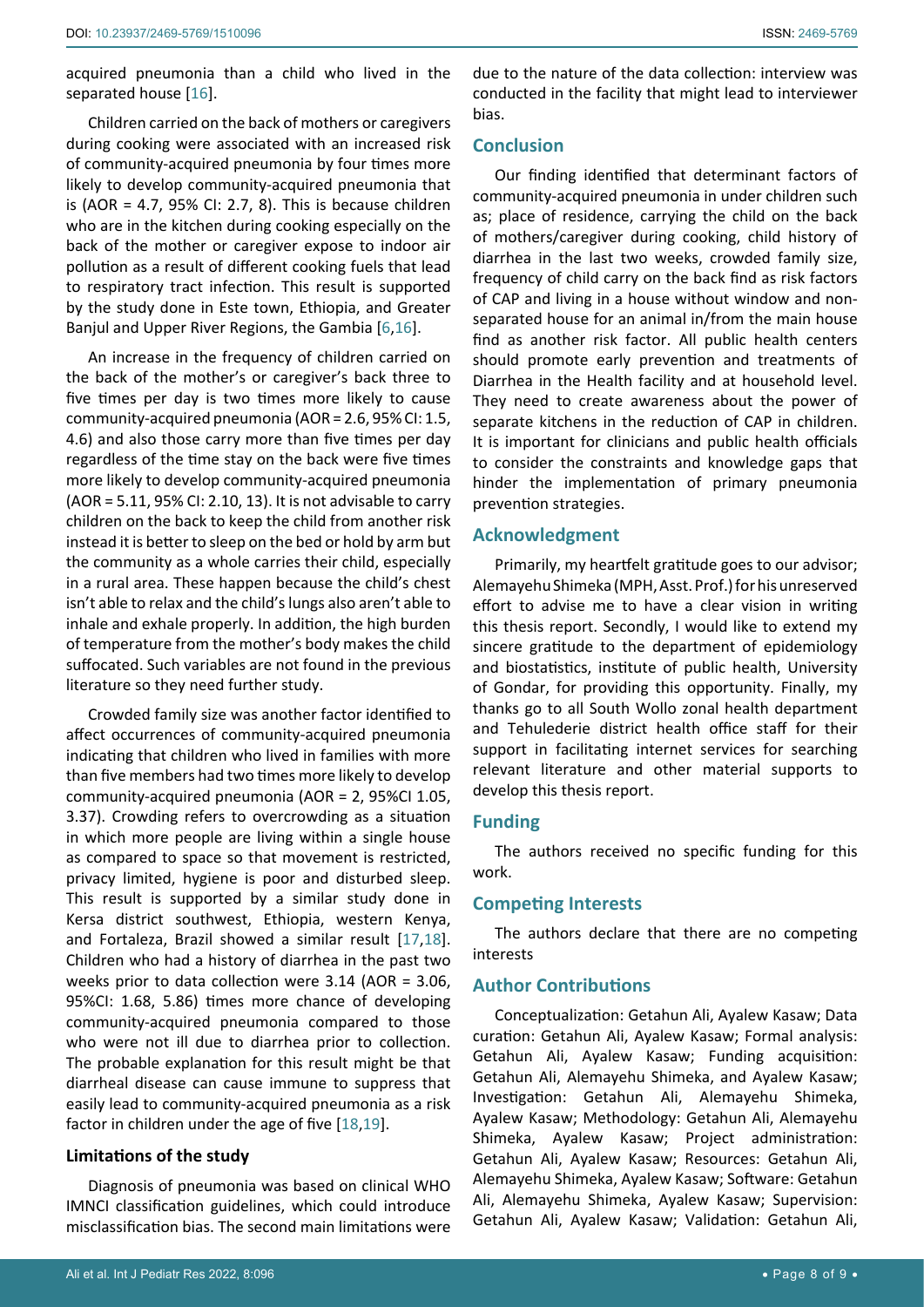acquired pneumonia than a child who lived in the separated house [16].

Children carried on the back of mothers or caregivers during cooking were associated with an increased risk of community-acquired pneumonia by four times more likely to develop community-acquired pneumonia that is (AOR = 4.7, 95% CI: 2.7, 8). This is because children who are in the kitchen during cooking especially on the back of the mother or caregiver expose to indoor air pollution as a result of different cooking fuels that lead to respiratory tract infection. This result is supported by the study done in Este town, Ethiopia, and Greater Banjul and Upper River Regions, the Gambia [6,16].

An increase in the frequency of children carried on the back of the mother's or caregiver's back three to five times per day is two times more likely to cause community-acquired pneumonia (AOR = 2.6, 95% CI: 1.5, 4.6) and also those carry more than five times per day regardless of the time stay on the back were five times more likely to develop community-acquired pneumonia (AOR = 5.11, 95% CI: 2.10, 13). It is not advisable to carry children on the back to keep the child from another risk instead it is better to sleep on the bed or hold by arm but the community as a whole carries their child, especially in a rural area. These happen because the child's chest isn't able to relax and the child's lungs also aren't able to inhale and exhale properly. In addition, the high burden of temperature from the mother's body makes the child suffocated. Such variables are not found in the previous literature so they need further study.

Crowded family size was another factor identified to affect occurrences of community-acquired pneumonia indicating that children who lived in families with more than five members had two times more likely to develop community-acquired pneumonia (AOR = 2, 95%CI 1.05, 3.37). Crowding refers to overcrowding as a situation in which more people are living within a single house as compared to space so that movement is restricted, privacy limited, hygiene is poor and disturbed sleep. This result is supported by a similar study done in Kersa district southwest, Ethiopia, western Kenya, and Fortaleza, Brazil showed a similar result [17,18]. Children who had a history of diarrhea in the past two weeks prior to data collection were 3.14 (AOR = 3.06, 95%CI: 1.68, 5.86) times more chance of developing community-acquired pneumonia compared to those who were not ill due to diarrhea prior to collection. The probable explanation for this result might be that diarrheal disease can cause immune to suppress that easily lead to community-acquired pneumonia as a risk factor in children under the age of five [18,19].

### Limitations of the study

Diagnosis of pneumonia was based on clinical WHO IMNCI classification guidelines, which could introduce misclassification bias. The second main limitations were due to the nature of the data collection: interview was conducted in the facility that might lead to interviewer bias.

## Conclusion

Our finding identified that determinant factors of community-acquired pneumonia in under children such as; place of residence, carrying the child on the back of mothers/caregiver during cooking, child history of diarrhea in the last two weeks, crowded family size, frequency of child carry on the back find as risk factors of CAP and living in a house without window and non-separated house for an animal in/from the main house find as another risk factor. All public health centers should promote early prevention and treatments of Diarrhea in the Health facility and at household level. They need to create awareness about the power of separate kitchens in the reduction of CAP in children. It is important for clinicians and public health officials to consider the constraints and knowledge gaps that hinder the implementation of primary pneumonia prevention strategies.

## Acknowledgment

Primarily, my heartfelt gratitude goes to our advisor; Alemayehu Shimeka (MPH, Asst. Prof.) for his unreserved effort to advise me to have a clear vision in writing this thesis report. Secondly, I would like to extend my sincere gratitude to the department of epidemiology and biostatistics, institute of public health, University of Gondar, for providing this opportunity. Finally, my thanks go to all South Wollo zonal health department and Tehulederie district health office staff for their support in facilitating internet services for searching relevant literature and other material supports to develop this thesis report.

## Funding

The authors received no specific funding for this work.

## Competing Interests

The authors declare that there are no competing interests

## Author Contributions

Conceptualization: Getahun Ali, Ayalew Kasaw; Data curation: Getahun Ali, Ayalew Kasaw; Formal analysis: Getahun Ali, Ayalew Kasaw; Funding acquisition: Getahun Ali, Alemayehu Shimeka, and Ayalew Kasaw; Investigation: Getahun Ali, Alemayehu Shimeka, Ayalew Kasaw; Methodology: Getahun Ali, Alemayehu Shimeka, Ayalew Kasaw; Project administration: Getahun Ali, Ayalew Kasaw; Resources: Getahun Ali, Alemayehu Shimeka, Ayalew Kasaw; Software: Getahun Ali, Alemayehu Shimeka, Ayalew Kasaw; Supervision: Getahun Ali, Ayalew Kasaw; Validation: Getahun Ali,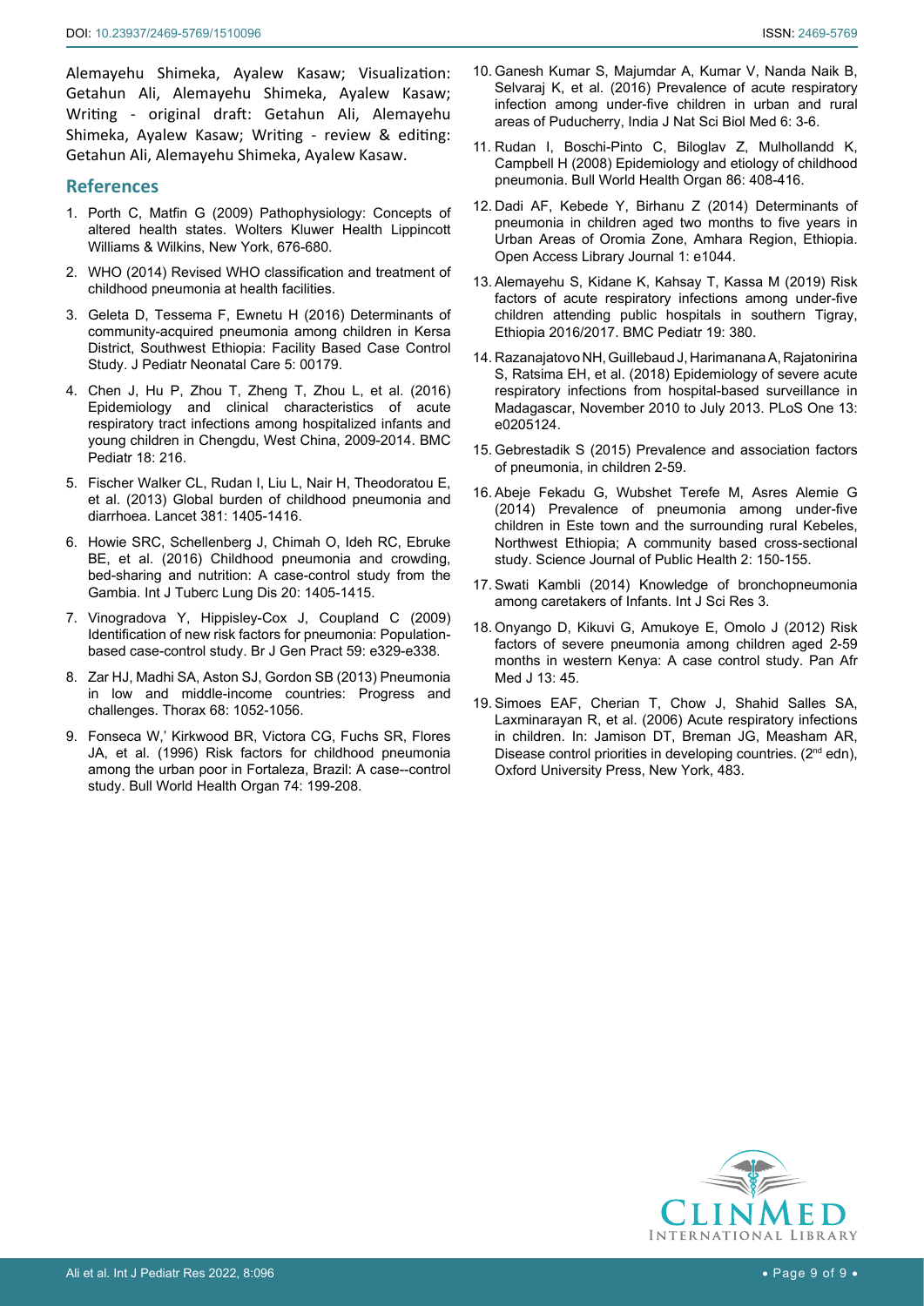Alemayehu Shimeka, Ayalew Kasaw; Visualization: Getahun Ali, Alemayehu Shimeka, Ayalew Kasaw; Writing - original draft: Getahun Ali, Alemayehu Shimeka, Ayalew Kasaw; Writing - review & editing: Getahun Ali, Alemayehu Shimeka, Ayalew Kasaw.

## References

1. Porth C, Matfin G (2009) Pathophysiology: Concepts of altered health states. Wolters Kluwer Health Lippincott Williams & Wilkins, New York, 676-680.
2. WHO (2014) Revised WHO classification and treatment of childhood pneumonia at health facilities.
3. Geleta D, Tessema F, Ewnetu H (2016) Determinants of community-acquired pneumonia among children in Kersa District, Southwest Ethiopia: Facility Based Case Control Study. J Pediatr Neonatal Care 5: 00179.
4. Chen J, Hu P, Zhou T, Zheng T, Zhou L, et al. (2016) Epidemiology and clinical characteristics of acute respiratory tract infections among hospitalized infants and young children in Chengdu, West China, 2009-2014. BMC Pediatr 18: 216.
5. Fischer Walker CL, Rudan I, Liu L, Nair H, Theodoratou E, et al. (2013) Global burden of childhood pneumonia and diarrhoea. Lancet 381: 1405-1416.
6. Howie SRC, Schellenberg J, Chimah O, Ideh RC, Ebruke BE, et al. (2016) Childhood pneumonia and crowding, bed-sharing and nutrition: A case-control study from the Gambia. Int J Tuberc Lung Dis 20: 1405-1415.
7. Vinogradova Y, Hippisley-Cox J, Coupland C (2009) Identification of new risk factors for pneumonia: Population-based case-control study. Br J Gen Pract 59: e329-e338.
8. Zar HJ, Madhi SA, Aston SJ, Gordon SB (2013) Pneumonia in low and middle-income countries: Progress and challenges. Thorax 68: 1052-1056.
9. Fonseca W,' Kirkwood BR, Victora CG, Fuchs SR, Flores JA, et al. (1996) Risk factors for childhood pneumonia among the urban poor in Fortaleza, Brazil: A case--control study. Bull World Health Organ 74: 199-208.
10. Ganesh Kumar S, Majumdar A, Kumar V, Nanda Naik B, Selvaraj K, et al. (2016) Prevalence of acute respiratory infection among under-five children in urban and rural areas of Puducherry, India J Nat Sci Biol Med 6: 3-6.
11. Rudan I, Boschi-Pinto C, Biloglav Z, Mulhollandd K, Campbell H (2008) Epidemiology and etiology of childhood pneumonia. Bull World Health Organ 86: 408-416.
12. Dadi AF, Kebede Y, Birhanu Z (2014) Determinants of pneumonia in children aged two months to five years in Urban Areas of Oromia Zone, Amhara Region, Ethiopia. Open Access Library Journal 1: e1044.
13. Alemayehu S, Kidane K, Kahsay T, Kassa M (2019) Risk factors of acute respiratory infections among under-five children attending public hospitals in southern Tigray, Ethiopia 2016/2017. BMC Pediatr 19: 380.
14. Razanajatovo NH, Guillebaud J, Harimanana A, Rajatonirina S, Ratsima EH, et al. (2018) Epidemiology of severe acute respiratory infections from hospital-based surveillance in Madagascar, November 2010 to July 2013. PLoS One 13: e0205124.
15. Gebrestadik S (2015) Prevalence and association factors of pneumonia, in children 2-59.
16. Abeje Fekadu G, Wubshet Terefe M, Asres Alemie G (2014) Prevalence of pneumonia among under-five children in Este town and the surrounding rural Kebeles, Northwest Ethiopia; A community based cross-sectional study. Science Journal of Public Health 2: 150-155.
17. Swati Kambli (2014) Knowledge of bronchopneumonia among caretakers of Infants. Int J Sci Res 3.
18. Onyango D, Kikuvi G, Amukoye E, Omolo J (2012) Risk factors of severe pneumonia among children aged 2-59 months in western Kenya: A case control study. Pan Afr Med J 13: 45.
19. Simoes EAF, Cherian T, Chow J, Shahid Salles SA, Laxminarayan R, et al. (2006) Acute respiratory infections in children. In: Jamison DT, Breman JG, Measham AR, Disease control priorities in developing countries. (2nd edn), Oxford University Press, New York, 483.